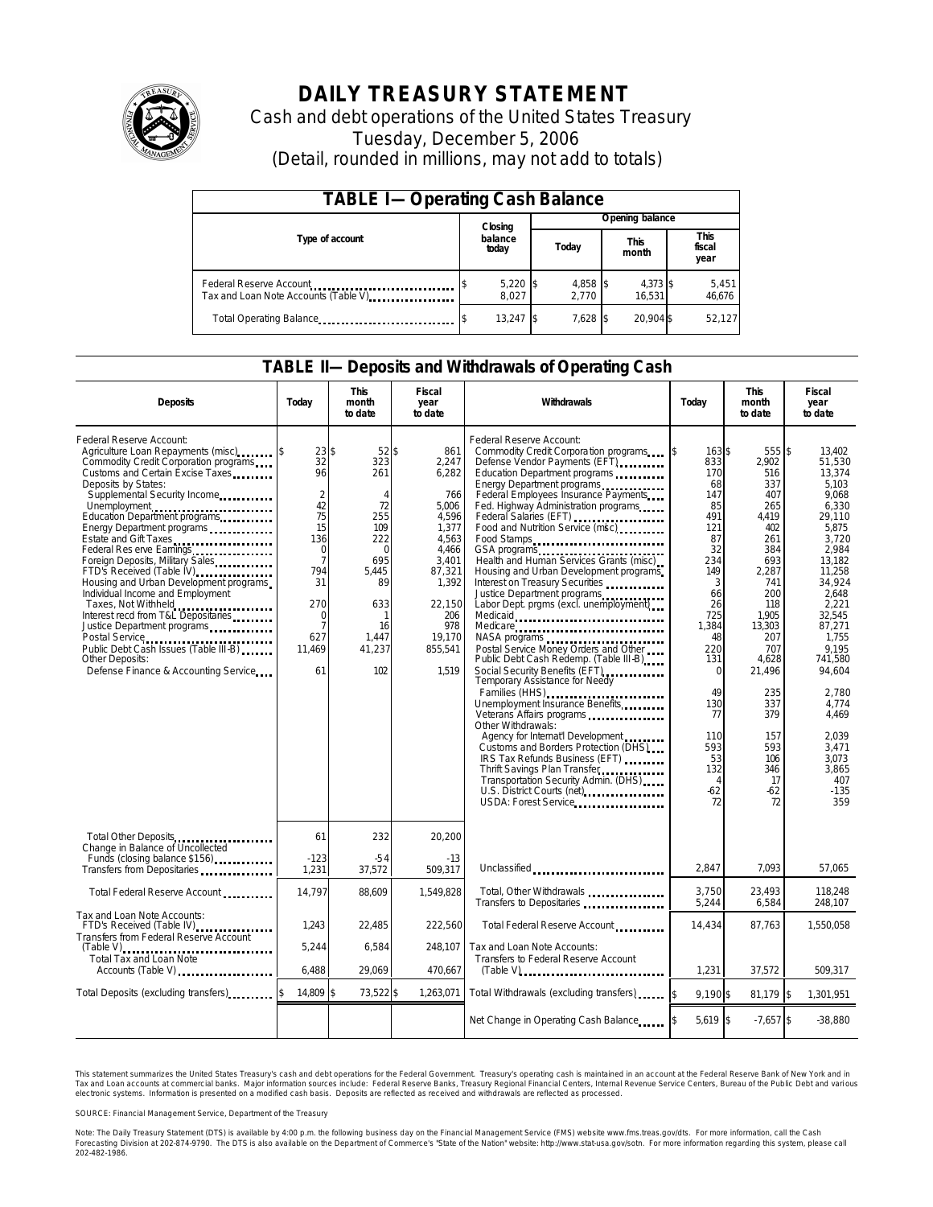# DAILY TREASURY STATEMENT

Cash and debt operations of the United States Treasury

Tuesday, December 5, 2006

(Detail, rounded in millions, may not add to totals)

## TABLE I—Operating Cash Balance

| Type of account | Closing balance today | Opening balance Today | Opening balance This month | Opening balance This fiscal year |
|---|---|---|---|---|
| Federal Reserve Account | $ 5,220 | $ 4,858 | $ 4,373 | $ 5,451 |
| Tax and Loan Note Accounts (Table V) | 8,027 | 2,770 | 16,531 | 46,676 |
| Total Operating Balance | $ 13,247 | $ 7,628 | $ 20,904 | $ 52,127 |

## TABLE II—Deposits and Withdrawals of Operating Cash

| Deposits | Today | This month to date | Fiscal year to date | Withdrawals | Today | This month to date | Fiscal year to date |
|---|---|---|---|---|---|---|---|
| Federal Reserve Account: | | | | Federal Reserve Account: | | | |
| Agriculture Loan Repayments (misc) | $ 23 | $ 52 | $ 861 | Commodity Credit Corporation programs | $ 163 | $ 555 | $ 13,402 |
| Commodity Credit Corporation programs | 32 | 323 | 2,247 | Defense Vendor Payments (EFT) | 833 | 2,902 | 51,530 |
| Customs and Certain Excise Taxes | 96 | 261 | 6,282 | Education Department programs | 170 | 516 | 13,374 |
| Deposits by States: | | | | Energy Department programs | 68 | 337 | 5,103 |
| Supplemental Security Income | 2 | 4 | 766 | Federal Employees Insurance Payments | 147 | 407 | 9,068 |
| Unemployment | 42 | 72 | 5,006 | Fed. Highway Administration programs | 85 | 265 | 6,330 |
| Education Department programs | 75 | 255 | 4,596 | Federal Salaries (EFT) | 491 | 4,419 | 29,110 |
| Energy Department programs | 15 | 109 | 1,377 | Food and Nutrition Service (misc) | 121 | 402 | 5,875 |
| Estate and Gift Taxes | 136 | 222 | 4,563 | Food Stamps | 87 | 261 | 3,720 |
| Federal Reserve Earnings | 0 | 0 | 4,466 | GSA programs | 32 | 384 | 2,984 |
| Foreign Deposits, Military Sales | 7 | 695 | 3,401 | Health and Human Services Grants (misc) | 234 | 693 | 13,182 |
| FTD's Received (Table IV) | 794 | 5,445 | 87,321 | Housing and Urban Development programs | 149 | 2,287 | 11,258 |
| Housing and Urban Development programs | 31 | 89 | 1,392 | Interest on Treasury Securities | 3 | 741 | 34,924 |
| Individual Income and Employment Taxes, Not Withheld | 270 | 633 | 22,150 | Justice Department programs | 66 | 200 | 2,648 |
| Interest recd from T&L Depositaries | 0 | 1 | 206 | Labor Dept. prgms (excl. unemployment) | 26 | 118 | 2,221 |
| Justice Department programs | 7 | 16 | 978 | Medicaid | 725 | 1,905 | 32,545 |
| Postal Service | 627 | 1,447 | 19,170 | Medicare | 1,384 | 13,303 | 87,271 |
| Public Debt Cash Issues (Table III-B) | 11,469 | 41,237 | 855,541 | NASA programs | 48 | 207 | 1,755 |
| Other Deposits: | | | | Postal Service Money Orders and Other | 220 | 707 | 9,195 |
| Defense Finance & Accounting Service | 61 | 102 | 1,519 | Public Debt Cash Redemp. (Table III-B) | 131 | 4,628 | 741,580 |
| | | | | Social Security Benefits (EFT) | 0 | 21,496 | 94,604 |
| | | | | Temporary Assistance for Needy Families (HHS) | 49 | 235 | 2,780 |
| | | | | Unemployment Insurance Benefits | 130 | 337 | 4,774 |
| | | | | Veterans Affairs programs | 77 | 379 | 4,469 |
| | | | | Other Withdrawals: | | | |
| | | | | Agency for Internat'l Development | 110 | 157 | 2,039 |
| | | | | Customs and Borders Protection (DHS) | 593 | 593 | 3,471 |
| | | | | IRS Tax Refunds Business (EFT) | 53 | 106 | 3,073 |
| | | | | Thrift Savings Plan Transfer | 132 | 346 | 3,865 |
| | | | | Transportation Security Admin. (DHS) | 4 | 17 | 407 |
| | | | | U.S. District Courts (net) | -62 | -62 | -135 |
| | | | | USDA: Forest Service | 72 | 72 | 359 |
| Total Other Deposits | 61 | 232 | 20,200 | | | | |
| Change in Balance of Uncollected Funds (closing balance $156) | -123 | -54 | -13 | | | | |
| Transfers from Depositaries | 1,231 | 37,572 | 509,317 | Unclassified | 2,847 | 7,093 | 57,065 |
| Total Federal Reserve Account | 14,797 | 88,609 | 1,549,828 | Total, Other Withdrawals | 3,750 | 23,493 | 118,248 |
| | | | | Transfers to Depositaries | 5,244 | 6,584 | 248,107 |
| Tax and Loan Note Accounts: | | | | | | | |
| FTD's Received (Table IV) | 1,243 | 22,485 | 222,560 | Total Federal Reserve Account | 14,434 | 87,763 | 1,550,058 |
| Transfers from Federal Reserve Account (Table V) | 5,244 | 6,584 | 248,107 | Tax and Loan Note Accounts: | | | |
| Total Tax and Loan Note Accounts (Table V) | 6,488 | 29,069 | 470,667 | Transfers to Federal Reserve Account (Table V) | 1,231 | 37,572 | 509,317 |
| Total Deposits (excluding transfers) | $ 14,809 | $ 73,522 | $ 1,263,071 | Total Withdrawals (excluding transfers) | $ 9,190 | $ 81,179 | $ 1,301,951 |
| | | | | Net Change in Operating Cash Balance | $ 5,619 | $ -7,657 | $ -38,880 |

This statement summarizes the United States Treasury's cash and debt operations for the Federal Government. Treasury's operating cash is maintained in an account at the Federal Reserve Bank of New York and in Tax and Loan accounts at commercial banks. Major information sources include: Federal Reserve Banks, Treasury Regional Financial Centers, Internal Revenue Service Centers, Bureau of the Public Debt and various electronic systems. Information is presented on a modified cash basis. Deposits are reflected as received and withdrawals are reflected as processed.

SOURCE: Financial Management Service, Department of the Treasury

Note: The Daily Treasury Statement (DTS) is available by 4:00 p.m. the following business day on the Financial Management Service (FMS) website www.fms.treas.gov/dts. For more information, call the Cash Forecasting Division at 202-874-9790. The DTS is also available on the Department of Commerce's "State of the Nation" website: http://www.stat-usa.gov/sotn. For more information regarding this system, please call 202-482-1986.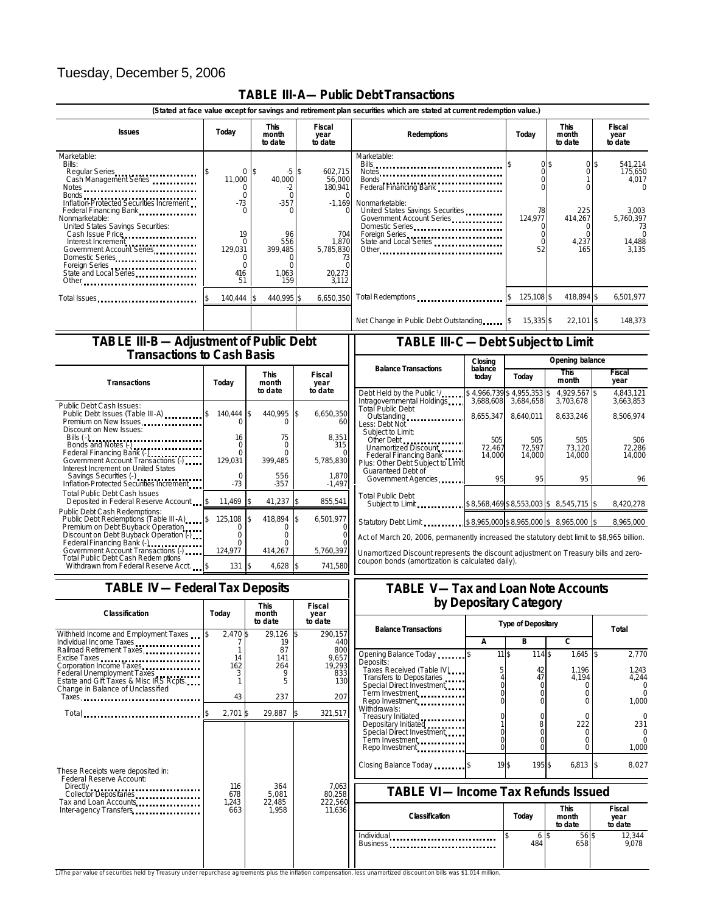Tuesday, December 5, 2006

## TABLE III-A— Public Debt Transactions

(Stated at face value except for savings and retirement plan securities which are stated at current redemption value.)

| Issues | Today | This month to date | Fiscal year to date | Redemptions | Today | This month to date | Fiscal year to date |
|---|---|---|---|---|---|---|---|
| Marketable: | | | | Marketable: | | | |
| Bills: | | | | Bills | $ 0 | $ 0 | $ 541,214 |
| Regular Series | $ 0 | $ -5 | $ 602,715 | Notes | 0 | 0 | 175,650 |
| Cash Management Series | 11,000 | 40,000 | 56,000 | Bonds | 0 | 1 | 4,017 |
| Notes | 0 | -2 | 180,941 | Federal Financing Bank | 0 | 0 | 0 |
| Bonds | 0 | 0 | 0 | | | | |
| Inflation-Protected Securities Increment | -73 | -357 | -1,169 | Nonmarketable: | | | |
| Federal Financing Bank | 0 | 0 | 0 | United States Savings Securities | 78 | 225 | 3,003 |
| Nonmarketable: | | | | Government Account Series | 124,977 | 414,267 | 5,760,397 |
| United States Savings Securities: | | | | Domestic Series | 0 | 0 | 73 |
| Cash Issue Price | 19 | 96 | 704 | Foreign Series | 0 | 0 | 0 |
| Interest Increment | 0 | 556 | 1,870 | State and Local Series | 0 | 4,237 | 14,488 |
| Government Account Series | 129,031 | 399,485 | 5,785,830 | Other | 52 | 165 | 3,135 |
| Domestic Series | 0 | 0 | 73 | | | | |
| Foreign Series | 0 | 0 | 0 | | | | |
| State and Local Series | 416 | 1,063 | 20,273 | | | | |
| Other | 51 | 159 | 3,112 | | | | |
| Total Issues | $ 140,444 | $ 440,995 | $ 6,650,350 | Total Redemptions | $ 125,108 | $ 418,894 | $ 6,501,977 |
| | | | | Net Change in Public Debt Outstanding | $ 15,335 | $ 22,101 | $ 148,373 |

## TABLE III-B — Adjustment of Public Debt Transactions to Cash Basis

| Transactions | Today | This month to date | Fiscal year to date |
|---|---|---|---|
| Public Debt Cash Issues: | | | |
| Public Debt Issues (Table III-A) | $ 140,444 | $ 440,995 | $ 6,650,350 |
| Premium on New Issues | 0 | 0 | 60 |
| Discount on New Issues: | | | |
| Bills (-) | 16 | 75 | 8,351 |
| Bonds and Notes (-) | 0 | 0 | 315 |
| Federal Financing Bank (-) | 0 | 0 | 0 |
| Government Account Transactions (-) | 129,031 | 399,485 | 5,785,830 |
| Interest Increment on United States Savings Securities (-) | 0 | 556 | 1,870 |
| Inflation-Protected Securities Increment | -73 | -357 | -1,497 |
| Total Public Debt Cash Issues Deposited in Federal Reserve Account | $ 11,469 | $ 41,237 | $ 855,541 |
| Public Debt Cash Redemptions: | | | |
| Public Debt Redemptions (Table III-A) | $ 125,108 | $ 418,894 | $ 6,501,977 |
| Premium on Debt Buyback Operation | 0 | 0 | 0 |
| Discount on Debt Buyback Operation (-) | 0 | 0 | 0 |
| Federal Financing Bank (-) | 0 | 0 | 0 |
| Government Account Transactions (-) | 124,977 | 414,267 | 5,760,397 |
| Total Public Debt Cash Redemptions Withdrawn from Federal Reserve Acct. | $ 131 | $ 4,628 | $ 741,580 |

## TABLE III-C — Debt Subject to Limit

| Balance Transactions | Closing balance today | Opening balance Today | Opening balance This month | Opening balance Fiscal year |
|---|---|---|---|---|
| Debt Held by the Public [1] | $ 4,966,739 | $ 4,955,353 | $ 4,929,567 | $ 4,843,121 |
| Intragovernmental Holdings | 3,688,608 | 3,684,658 | 3,703,678 | 3,663,853 |
| Total Public Debt Outstanding | 8,655,347 | 8,640,011 | 8,633,246 | 8,506,974 |
| Less: Debt Not Subject to Limit: | | | | |
| Other Debt | 505 | 505 | 505 | 506 |
| Unamortized Discount | 72,467 | 72,597 | 73,120 | 72,286 |
| Federal Financing Bank | 14,000 | 14,000 | 14,000 | 14,000 |
| Plus: Other Debt Subject to Limit Guaranteed Debt of Government Agencies | 95 | 95 | 95 | 96 |
| Total Public Debt Subject to Limit | $ 8,568,469 | $ 8,553,003 | $ 8,545,715 | $ 8,420,278 |
| Statutory Debt Limit | $ 8,965,000 | $ 8,965,000 | $ 8,965,000 | $ 8,965,000 |

Act of March 20, 2006, permanently increased the statutory debt limit to $8,965 billion.

Unamortized Discount represents the discount adjustment on Treasury bills and zero-coupon bonds (amortization is calculated daily).

## TABLE IV — Federal Tax Deposits

| Classification | Today | This month to date | Fiscal year to date |
|---|---|---|---|
| Withheld Income and Employment Taxes | $ 2,470 | $ 29,126 | $ 290,157 |
| Individual Income Taxes | 7 | 19 | 440 |
| Railroad Retirement Taxes | 1 | 87 | 800 |
| Excise Taxes | 14 | 141 | 9,657 |
| Corporation Income Taxes | 162 | 264 | 19,293 |
| Federal Unemployment Taxes | 3 | 9 | 833 |
| Estate and Gift Taxes & Misc IRS Rcpts. | 1 | 5 | 130 |
| Change in Balance of Unclassified Taxes | 43 | 237 | 207 |
| Total | $ 2,701 | $ 29,887 | $ 321,517 |
| These Receipts were deposited in: | | | |
| Federal Reserve Account: | | | |
| Directly | 116 | 364 | 7,063 |
| Collector Depositaries | 678 | 5,081 | 80,258 |
| Tax and Loan Accounts | 1,243 | 22,485 | 222,560 |
| Inter-agency Transfers | 663 | 1,958 | 11,636 |

## TABLE V — Tax and Loan Note Accounts by Depositary Category

| Balance Transactions | Type of Depositary A | B | C | Total |
|---|---|---|---|---|
| Opening Balance Today | $ 11 | $ 114 | $ 1,645 | $ 2,770 |
| Deposits: | | | | |
| Taxes Received (Table IV) | 5 | 42 | 1,196 | 1,243 |
| Transfers to Depositaries | 4 | 47 | 4,194 | 4,244 |
| Special Direct Investment | 0 | 0 | 0 | 0 |
| Term Investment | 0 | 0 | 0 | 0 |
| Repo Investment | 0 | 0 | 0 | 1,000 |
| Withdrawals: | | | | |
| Treasury Initiated | 0 | 0 | 0 | 0 |
| Depositary Initiated | 1 | 8 | 222 | 231 |
| Special Direct Investment | 0 | 0 | 0 | 0 |
| Term Investment | 0 | 0 | 0 | 0 |
| Repo Investment | 0 | 0 | 0 | 1,000 |
| Closing Balance Today | $ 19 | $ 195 | $ 6,813 | $ 8,027 |

## TABLE VI — Income Tax Refunds Issued

| Classification | Today | This month to date | Fiscal year to date |
|---|---|---|---|
| Individual | $ 6 | $ 56 | $ 12,344 |
| Business | 484 | 658 | 9,078 |

1/The par value of securities held by Treasury under repurchase agreements plus the inflation compensation, less unamortized discount on bills was $1,014 million.